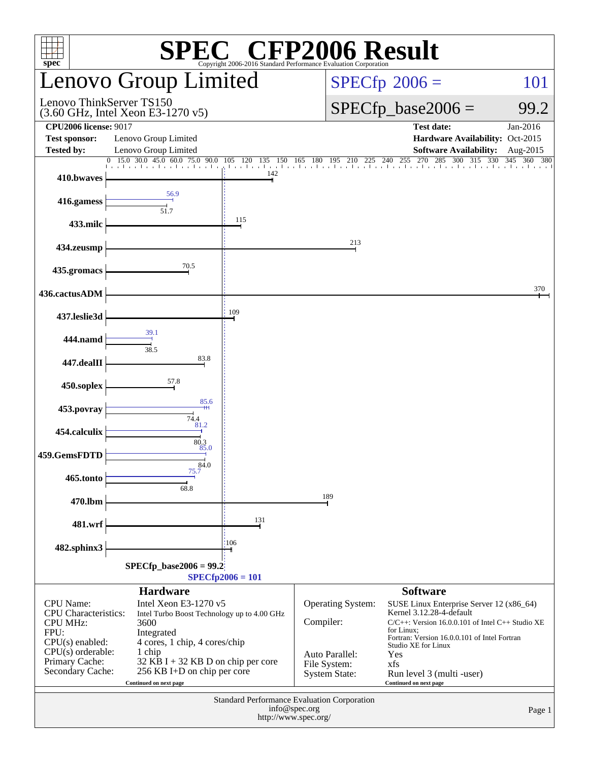# SPEC® CFP2006 Result

Copyright 2006-2016 Standard Performance Evaluation Corporation

## Lenovo Group Limited

Lenovo ThinkServer TS150
(3.60 GHz, Intel Xeon E3-1270 v5)

**SPECfp 2006 = 101**

**SPECfp_base2006 = 99.2**

| | | | |
|---|---|---|---|
| **CPU2006 license:** 9017 | | **Test date:** | Jan-2016 |
| **Test sponsor:** | Lenovo Group Limited | **Hardware Availability:** | Oct-2015 |
| **Tested by:** | Lenovo Group Limited | **Software Availability:** | Aug-2015 |

| Benchmark | Peak | Base |
|---|---|---|
| 410.bwaves | | 142 |
| 416.gamess | 56.9 | 51.7 |
| 433.milc | | 115 |
| 434.zeusmp | | 213 |
| 435.gromacs | | 70.5 |
| 436.cactusADM | | 370 |
| 437.leslie3d | | 109 |
| 444.namd | 39.1 | 38.5 |
| 447.dealII | | 83.8 |
| 450.soplex | | 57.8 |
| 453.povray | 85.6 | 74.4 |
| 454.calculix | 81.2 | 80.3 |
| 459.GemsFDTD | 85.0 | 84.0 |
| 465.tonto | 75.7 | 68.8 |
| 470.lbm | | 189 |
| 481.wrf | | 131 |
| 482.sphinx3 | | 106 |

SPECfp_base2006 = 99.2
SPECfp2006 = 101

### Hardware

| | |
|---|---|
| CPU Name: | Intel Xeon E3-1270 v5 |
| CPU Characteristics: | Intel Turbo Boost Technology up to 4.00 GHz |
| CPU MHz: | 3600 |
| FPU: | Integrated |
| CPU(s) enabled: | 4 cores, 1 chip, 4 cores/chip |
| CPU(s) orderable: | 1 chip |
| Primary Cache: | 32 KB I + 32 KB D on chip per core |
| Secondary Cache: | 256 KB I+D on chip per core |

Continued on next page

### Software

| | |
|---|---|
| Operating System: | SUSE Linux Enterprise Server 12 (x86_64) Kernel 3.12.28-4-default |
| Compiler: | C/C++: Version 16.0.0.101 of Intel C++ Studio XE for Linux; Fortran: Version 16.0.0.101 of Intel Fortran Studio XE for Linux |
| Auto Parallel: | Yes |
| File System: | xfs |
| System State: | Run level 3 (multi -user) |

Continued on next page

Standard Performance Evaluation Corporation
info@spec.org
http://www.spec.org/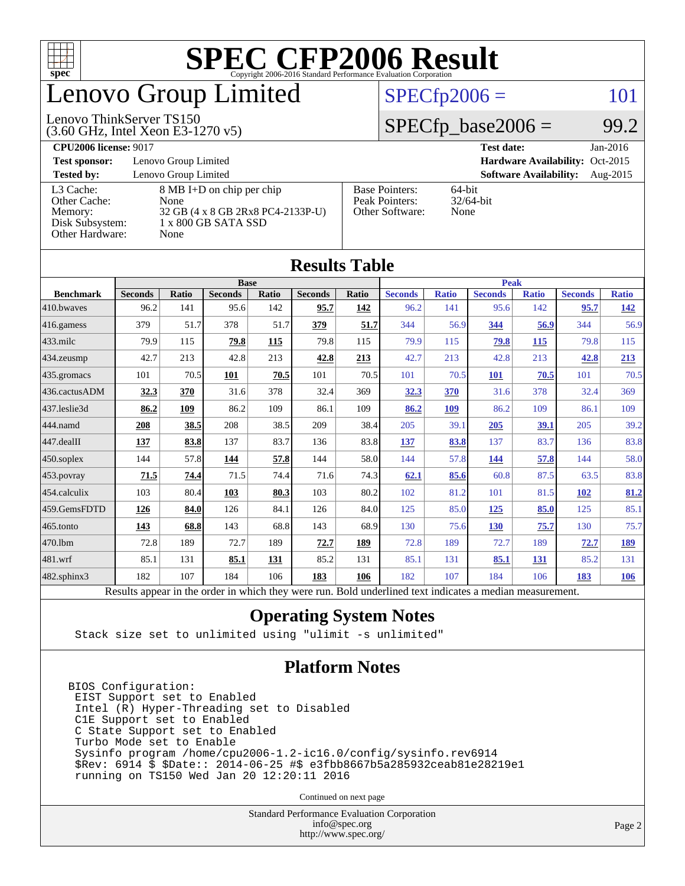# SPEC CFP2006 Result

Copyright 2006-2016 Standard Performance Evaluation Corporation

# Lenovo Group Limited

Lenovo ThinkServer TS150
(3.60 GHz, Intel Xeon E3-1270 v5)

SPECfp2006 = 101

SPECfp_base2006 = 99.2

**CPU2006 license:** 9017
**Test sponsor:** Lenovo Group Limited
**Tested by:** Lenovo Group Limited

**Test date:** Jan-2016
**Hardware Availability:** Oct-2015
**Software Availability:** Aug-2015

| | |
|---|---|
| L3 Cache: | 8 MB I+D on chip per chip |
| Other Cache: | None |
| Memory: | 32 GB (4 x 8 GB 2Rx8 PC4-2133P-U) |
| Disk Subsystem: | 1 x 800 GB SATA SSD |
| Other Hardware: | None |

| | |
|---|---|
| Base Pointers: | 64-bit |
| Peak Pointers: | 32/64-bit |
| Other Software: | None |

## Results Table

| | Base | | | | | | Peak | | | | | |
|---|---|---|---|---|---|---|---|---|---|---|---|---|
| **Benchmark** | **Seconds** | **Ratio** | **Seconds** | **Ratio** | **Seconds** | **Ratio** | **Seconds** | **Ratio** | **Seconds** | **Ratio** | **Seconds** | **Ratio** |
| 410.bwaves | 96.2 | 141 | 95.6 | 142 | **95.7** | **142** | 96.2 | 141 | 95.6 | 142 | **95.7** | **142** |
| 416.gamess | 379 | 51.7 | 378 | 51.7 | **379** | **51.7** | 344 | 56.9 | **344** | **56.9** | 344 | 56.9 |
| 433.milc | 79.9 | 115 | **79.8** | **115** | 79.8 | 115 | 79.9 | 115 | **79.8** | **115** | 79.8 | 115 |
| 434.zeusmp | 42.7 | 213 | 42.8 | 213 | **42.8** | **213** | 42.7 | 213 | 42.8 | 213 | **42.8** | **213** |
| 435.gromacs | 101 | 70.5 | **101** | **70.5** | 101 | 70.5 | 101 | 70.5 | **101** | **70.5** | 101 | 70.5 |
| 436.cactusADM | **32.3** | **370** | 31.6 | 378 | 32.4 | 369 | **32.3** | **370** | 31.6 | 378 | 32.4 | 369 |
| 437.leslie3d | **86.2** | **109** | 86.2 | 109 | 86.1 | 109 | **86.2** | **109** | 86.2 | 109 | 86.1 | 109 |
| 444.namd | **208** | **38.5** | 208 | 38.5 | 209 | 38.4 | 205 | 39.1 | **205** | **39.1** | 205 | 39.2 |
| 447.dealII | **137** | **83.8** | 137 | 83.7 | 136 | 83.8 | **137** | **83.8** | 137 | 83.7 | 136 | 83.8 |
| 450.soplex | 144 | 57.8 | **144** | **57.8** | 144 | 58.0 | 144 | 57.8 | **144** | **57.8** | 144 | 58.0 |
| 453.povray | **71.5** | **74.4** | 71.5 | 74.4 | 71.6 | 74.3 | **62.1** | **85.6** | 60.8 | 87.5 | 63.5 | 83.8 |
| 454.calculix | 103 | 80.4 | **103** | **80.3** | 103 | 80.2 | 102 | 81.2 | 101 | 81.5 | **102** | **81.2** |
| 459.GemsFDTD | **126** | **84.0** | 126 | 84.1 | 126 | 84.0 | 125 | 85.0 | **125** | **85.0** | 125 | 85.1 |
| 465.tonto | **143** | **68.8** | 143 | 68.8 | 143 | 68.9 | 130 | 75.6 | **130** | **75.7** | 130 | 75.7 |
| 470.lbm | 72.8 | 189 | 72.7 | 189 | **72.7** | **189** | 72.8 | 189 | 72.7 | 189 | **72.7** | **189** |
| 481.wrf | 85.1 | 131 | **85.1** | **131** | 85.2 | 131 | 85.1 | 131 | **85.1** | **131** | 85.2 | 131 |
| 482.sphinx3 | 182 | 107 | 184 | 106 | **183** | **106** | 182 | 107 | 184 | 106 | **183** | **106** |

Results appear in the order in which they were run. Bold underlined text indicates a median measurement.

## Operating System Notes

```
Stack size set to unlimited using "ulimit -s unlimited"
```

## Platform Notes

```
BIOS Configuration:
 EIST Support set to Enabled
 Intel (R) Hyper-Threading set to Disabled
 C1E Support set to Enabled
 C State Support set to Enabled
 Turbo Mode set to Enable
 Sysinfo program /home/cpu2006-1.2-ic16.0/config/sysinfo.rev6914
 $Rev: 6914 $ $Date:: 2014-06-25 #$ e3fbb8667b5a285932ceab81e28219e1
 running on TS150 Wed Jan 20 12:20:11 2016
```

Continued on next page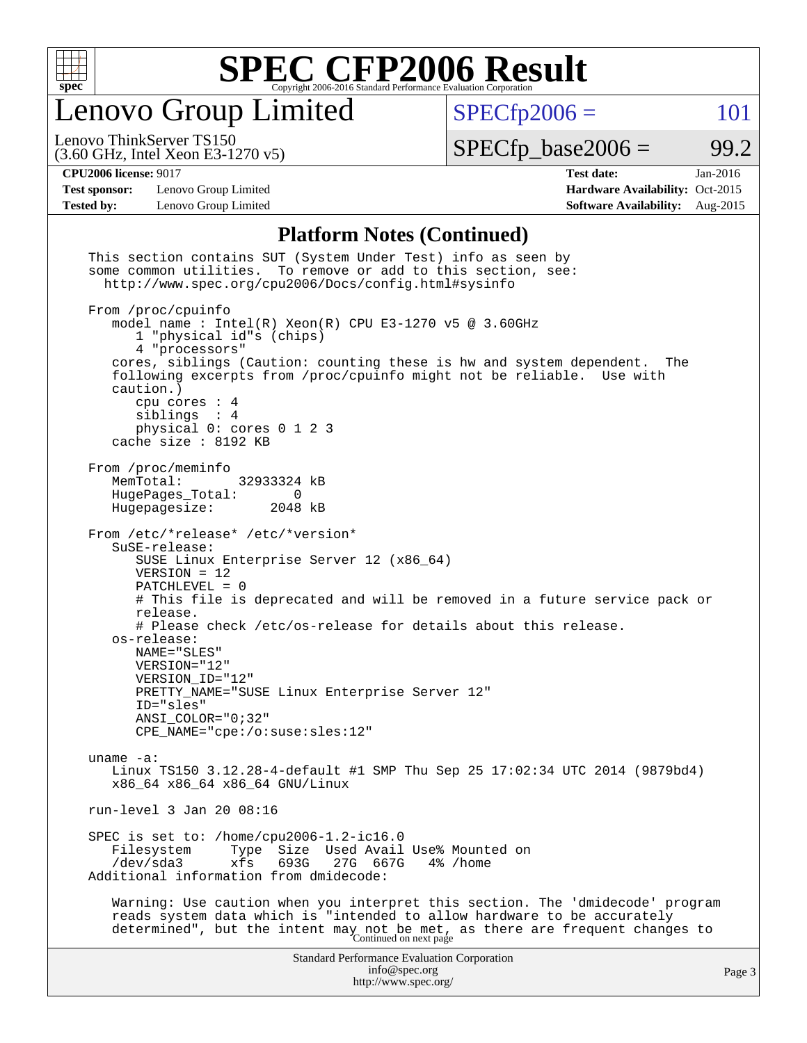# SPEC CFP2006 Result

Copyright 2006-2016 Standard Performance Evaluation Corporation

## Lenovo Group Limited

Lenovo ThinkServer TS150
(3.60 GHz, Intel Xeon E3-1270 v5)

SPECfp2006 = 101

SPECfp_base2006 = 99.2

| | | | |
|---|---|---|---|
| **CPU2006 license:** 9017 | | **Test date:** | Jan-2016 |
| **Test sponsor:** | Lenovo Group Limited | **Hardware Availability:** | Oct-2015 |
| **Tested by:** | Lenovo Group Limited | **Software Availability:** | Aug-2015 |

### Platform Notes (Continued)

```
This section contains SUT (System Under Test) info as seen by
some common utilities.  To remove or add to this section, see:
  http://www.spec.org/cpu2006/Docs/config.html#sysinfo

From /proc/cpuinfo
   model name : Intel(R) Xeon(R) CPU E3-1270 v5 @ 3.60GHz
      1 "physical id"s (chips)
      4 "processors"
   cores, siblings (Caution: counting these is hw and system dependent.  The
   following excerpts from /proc/cpuinfo might not be reliable.  Use with
   caution.)
      cpu cores : 4
      siblings  : 4
      physical 0: cores 0 1 2 3
   cache size : 8192 KB

From /proc/meminfo
   MemTotal:       32933324 kB
   HugePages_Total:       0
   Hugepagesize:       2048 kB

From /etc/*release* /etc/*version*
   SuSE-release:
      SUSE Linux Enterprise Server 12 (x86_64)
      VERSION = 12
      PATCHLEVEL = 0
      # This file is deprecated and will be removed in a future service pack or
      release.
      # Please check /etc/os-release for details about this release.
   os-release:
      NAME="SLES"
      VERSION="12"
      VERSION_ID="12"
      PRETTY_NAME="SUSE Linux Enterprise Server 12"
      ID="sles"
      ANSI_COLOR="0;32"
      CPE_NAME="cpe:/o:suse:sles:12"

uname -a:
   Linux TS150 3.12.28-4-default #1 SMP Thu Sep 25 17:02:34 UTC 2014 (9879bd4)
   x86_64 x86_64 x86_64 GNU/Linux

run-level 3 Jan 20 08:16

SPEC is set to: /home/cpu2006-1.2-ic16.0
   Filesystem     Type  Size  Used Avail Use% Mounted on
   /dev/sda3      xfs   693G   27G  667G   4% /home
Additional information from dmidecode:

   Warning: Use caution when you interpret this section. The 'dmidecode' program
   reads system data which is "intended to allow hardware to be accurately
   determined", but the intent may not be met, as there are frequent changes to
```

Continued on next page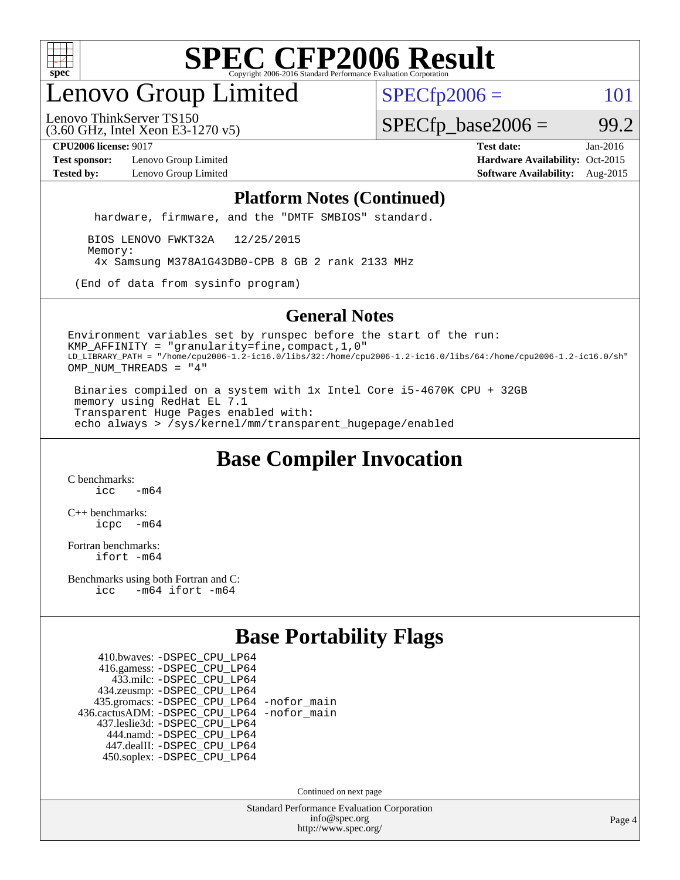# SPEC CFP2006 Result

Copyright 2006-2016 Standard Performance Evaluation Corporation

## Lenovo Group Limited

Lenovo ThinkServer TS150
(3.60 GHz, Intel Xeon E3-1270 v5)

SPECfp2006 = 101

SPECfp_base2006 = 99.2

**CPU2006 license:** 9017
**Test sponsor:** Lenovo Group Limited
**Tested by:** Lenovo Group Limited

**Test date:** Jan-2016
**Hardware Availability:** Oct-2015
**Software Availability:** Aug-2015

### Platform Notes (Continued)

```
hardware, firmware, and the "DMTF SMBIOS" standard.

 BIOS LENOVO FWKT32A   12/25/2015
 Memory:
  4x Samsung M378A1G43DB0-CPB 8 GB 2 rank 2133 MHz

(End of data from sysinfo program)
```

### General Notes

```
Environment variables set by runspec before the start of the run:
KMP_AFFINITY = "granularity=fine,compact,1,0"
LD_LIBRARY_PATH = "/home/cpu2006-1.2-ic16.0/libs/32:/home/cpu2006-1.2-ic16.0/libs/64:/home/cpu2006-1.2-ic16.0/sh"
OMP_NUM_THREADS = "4"

 Binaries compiled on a system with 1x Intel Core i5-4670K CPU + 32GB
 memory using RedHat EL 7.1
 Transparent Huge Pages enabled with:
 echo always > /sys/kernel/mm/transparent_hugepage/enabled
```

## Base Compiler Invocation

C benchmarks:
```
icc   -m64
```

C++ benchmarks:
```
icpc  -m64
```

Fortran benchmarks:
```
ifort -m64
```

Benchmarks using both Fortran and C:
```
icc   -m64 ifort -m64
```

## Base Portability Flags

```
      410.bwaves: -DSPEC_CPU_LP64
      416.gamess: -DSPEC_CPU_LP64
        433.milc: -DSPEC_CPU_LP64
      434.zeusmp: -DSPEC_CPU_LP64
     435.gromacs: -DSPEC_CPU_LP64 -nofor_main
  436.cactusADM: -DSPEC_CPU_LP64 -nofor_main
    437.leslie3d: -DSPEC_CPU_LP64
        444.namd: -DSPEC_CPU_LP64
      447.dealII: -DSPEC_CPU_LP64
      450.soplex: -DSPEC_CPU_LP64
```

Continued on next page

Standard Performance Evaluation Corporation
info@spec.org
http://www.spec.org/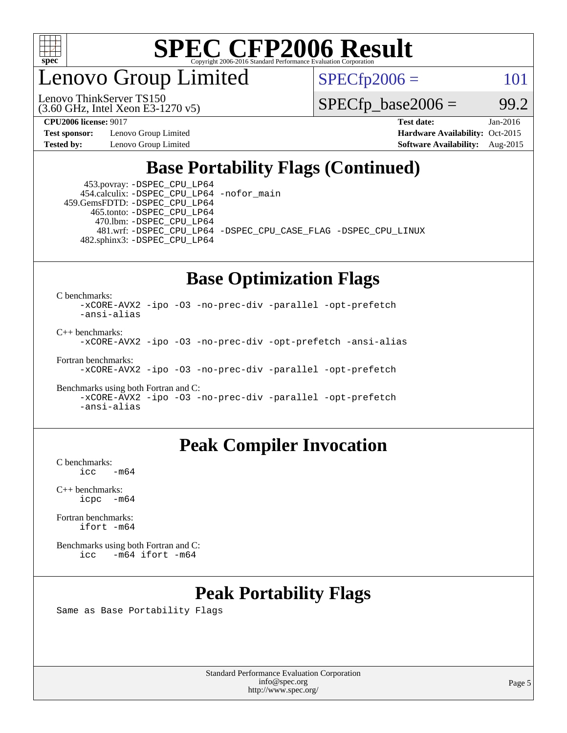# SPEC CFP2006 Result

Copyright 2006-2016 Standard Performance Evaluation Corporation

## Lenovo Group Limited

Lenovo ThinkServer TS150
(3.60 GHz, Intel Xeon E3-1270 v5)

SPECfp2006 = 101

SPECfp_base2006 = 99.2

**CPU2006 license:** 9017
**Test sponsor:** Lenovo Group Limited
**Tested by:** Lenovo Group Limited

**Test date:** Jan-2016
**Hardware Availability:** Oct-2015
**Software Availability:** Aug-2015

## Base Portability Flags (Continued)

453.povray: -DSPEC_CPU_LP64
454.calculix: -DSPEC_CPU_LP64 -nofor_main
459.GemsFDTD: -DSPEC_CPU_LP64
465.tonto: -DSPEC_CPU_LP64
470.lbm: -DSPEC_CPU_LP64
481.wrf: -DSPEC_CPU_LP64 -DSPEC_CPU_CASE_FLAG -DSPEC_CPU_LINUX
482.sphinx3: -DSPEC_CPU_LP64

## Base Optimization Flags

C benchmarks:
```
-xCORE-AVX2 -ipo -O3 -no-prec-div -parallel -opt-prefetch
-ansi-alias
```

C++ benchmarks:
```
-xCORE-AVX2 -ipo -O3 -no-prec-div -opt-prefetch -ansi-alias
```

Fortran benchmarks:
```
-xCORE-AVX2 -ipo -O3 -no-prec-div -parallel -opt-prefetch
```

Benchmarks using both Fortran and C:
```
-xCORE-AVX2 -ipo -O3 -no-prec-div -parallel -opt-prefetch
-ansi-alias
```

## Peak Compiler Invocation

C benchmarks:
```
icc  -m64
```

C++ benchmarks:
```
icpc  -m64
```

Fortran benchmarks:
```
ifort -m64
```

Benchmarks using both Fortran and C:
```
icc  -m64 ifort -m64
```

## Peak Portability Flags

Same as Base Portability Flags

Standard Performance Evaluation Corporation
info@spec.org
http://www.spec.org/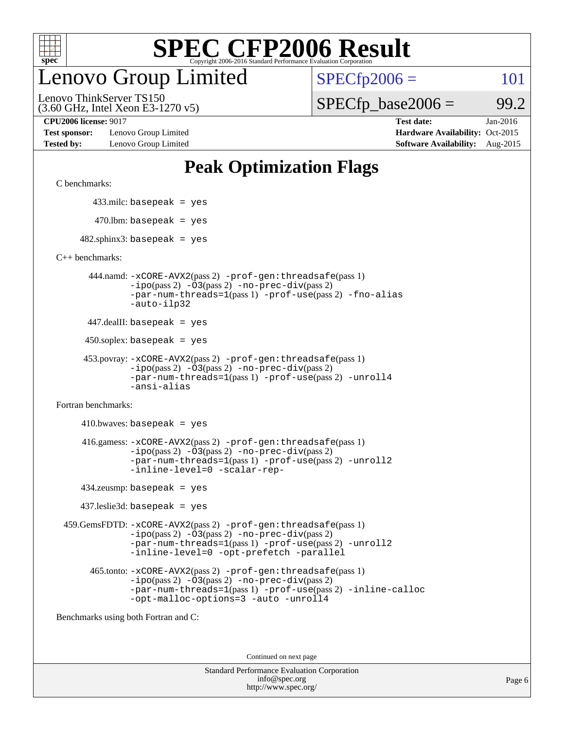# SPEC CFP2006 Result

Copyright 2006-2016 Standard Performance Evaluation Corporation

# Lenovo Group Limited

Lenovo ThinkServer TS150
(3.60 GHz, Intel Xeon E3-1270 v5)

SPECfp2006 = 101

SPECfp_base2006 = 99.2

**CPU2006 license:** 9017
**Test sponsor:** Lenovo Group Limited
**Tested by:** Lenovo Group Limited

**Test date:** Jan-2016
**Hardware Availability:** Oct-2015
**Software Availability:** Aug-2015

## Peak Optimization Flags

C benchmarks:

433.milc: basepeak = yes

470.lbm: basepeak = yes

482.sphinx3: basepeak = yes

C++ benchmarks:

444.namd: -xCORE-AVX2(pass 2) -prof-gen:threadsafe(pass 1) -ipo(pass 2) -O3(pass 2) -no-prec-div(pass 2) -par-num-threads=1(pass 1) -prof-use(pass 2) -fno-alias -auto-ilp32

447.dealII: basepeak = yes

450.soplex: basepeak = yes

453.povray: -xCORE-AVX2(pass 2) -prof-gen:threadsafe(pass 1) -ipo(pass 2) -O3(pass 2) -no-prec-div(pass 2) -par-num-threads=1(pass 1) -prof-use(pass 2) -unroll4 -ansi-alias

Fortran benchmarks:

410.bwaves: basepeak = yes

416.gamess: -xCORE-AVX2(pass 2) -prof-gen:threadsafe(pass 1) -ipo(pass 2) -O3(pass 2) -no-prec-div(pass 2) -par-num-threads=1(pass 1) -prof-use(pass 2) -unroll2 -inline-level=0 -scalar-rep-

434.zeusmp: basepeak = yes

437.leslie3d: basepeak = yes

459.GemsFDTD: -xCORE-AVX2(pass 2) -prof-gen:threadsafe(pass 1) -ipo(pass 2) -O3(pass 2) -no-prec-div(pass 2) -par-num-threads=1(pass 1) -prof-use(pass 2) -unroll2 -inline-level=0 -opt-prefetch -parallel

465.tonto: -xCORE-AVX2(pass 2) -prof-gen:threadsafe(pass 1) -ipo(pass 2) -O3(pass 2) -no-prec-div(pass 2) -par-num-threads=1(pass 1) -prof-use(pass 2) -inline-calloc -opt-malloc-options=3 -auto -unroll4

Benchmarks using both Fortran and C:

Continued on next page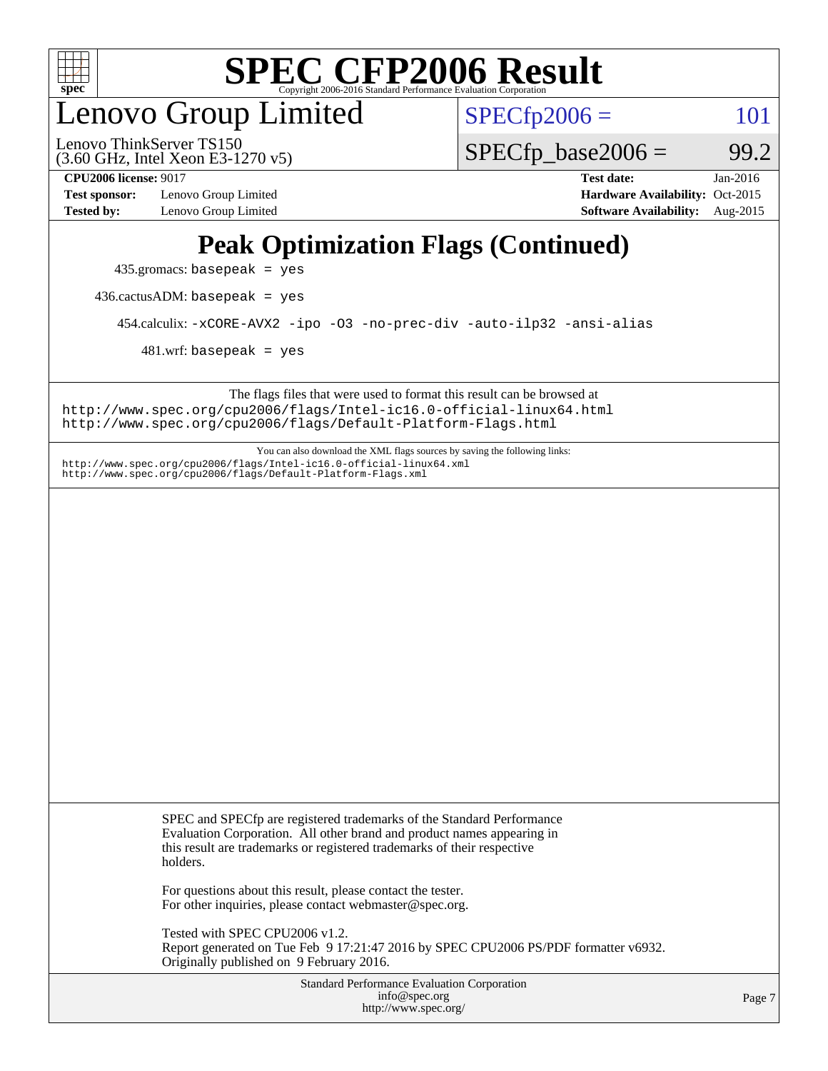# SPEC CFP2006 Result

Copyright 2006-2016 Standard Performance Evaluation Corporation

## Lenovo Group Limited

Lenovo ThinkServer TS150
(3.60 GHz, Intel Xeon E3-1270 v5)

SPECfp2006 = 101

SPECfp_base2006 = 99.2

**CPU2006 license:** 9017
**Test sponsor:** Lenovo Group Limited
**Tested by:** Lenovo Group Limited

**Test date:** Jan-2016
**Hardware Availability:** Oct-2015
**Software Availability:** Aug-2015

## Peak Optimization Flags (Continued)

435.gromacs: `basepeak = yes`

436.cactusADM: `basepeak = yes`

454.calculix: `-xCORE-AVX2 -ipo -O3 -no-prec-div -auto-ilp32 -ansi-alias`

481.wrf: `basepeak = yes`

The flags files that were used to format this result can be browsed at
http://www.spec.org/cpu2006/flags/Intel-ic16.0-official-linux64.html
http://www.spec.org/cpu2006/flags/Default-Platform-Flags.html

You can also download the XML flags sources by saving the following links:
http://www.spec.org/cpu2006/flags/Intel-ic16.0-official-linux64.xml
http://www.spec.org/cpu2006/flags/Default-Platform-Flags.xml

SPEC and SPECfp are registered trademarks of the Standard Performance Evaluation Corporation. All other brand and product names appearing in this result are trademarks or registered trademarks of their respective holders.

For questions about this result, please contact the tester.
For other inquiries, please contact webmaster@spec.org.

Tested with SPEC CPU2006 v1.2.
Report generated on Tue Feb 9 17:21:47 2016 by SPEC CPU2006 PS/PDF formatter v6932.
Originally published on 9 February 2016.

Standard Performance Evaluation Corporation
info@spec.org
http://www.spec.org/